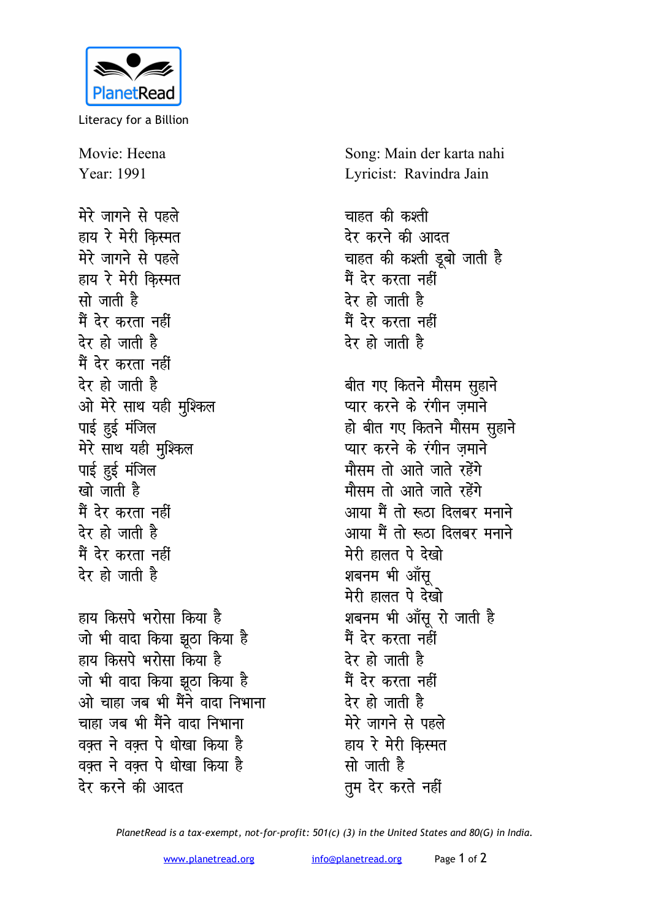PlanetRead

Literacy for a Billion

Movie: Heena
Year: 1991

Song: Main der karta nahi
Lyricist: Ravindra Jain

मेरे जागने से पहले
हाय रे मेरी क़िस्मत
मेरे जागने से पहले
हाय रे मेरी क़िस्मत
सो जाती है
मैं देर करता नहीं
देर हो जाती है
मैं देर करता नहीं
देर हो जाती है
ओ मेरे साथ यही मुश्किल
पाई हुई मंजिल
मेरे साथ यही मुश्किल
पाई हुई मंजिल
खो जाती है
मैं देर करता नहीं
देर हो जाती है
मैं देर करता नहीं
देर हो जाती है

हाय किसपे भरोसा किया है
जो भी वादा किया झूठा किया है
हाय किसपे भरोसा किया है
जो भी वादा किया झूठा किया है
ओ चाहा जब भी मैंने वादा निभाना
चाहा जब भी मैंने वादा निभाना
वक़्त ने वक़्त पे धोखा किया है
वक़्त ने वक़्त पे धोखा किया है
देर करने की आदत
चाहत की कश्ती
देर करने की आदत
चाहत की कश्ती डूबो जाती है
मैं देर करता नहीं
देर हो जाती है
मैं देर करता नहीं
देर हो जाती है

बीत गए कितने मौसम सुहाने
प्यार करने के रंगीन ज़माने
हो बीत गए कितने मौसम सुहाने
प्यार करने के रंगीन ज़माने
मौसम तो आते जाते रहेंगे
मौसम तो आते जाते रहेंगे
आया मैं तो रूठा दिलबर मनाने
आया मैं तो रूठा दिलबर मनाने
मेरी हालत पे देखो
शबनम भी आँसू
मेरी हालत पे देखो
शबनम भी आँसू रो जाती है
मैं देर करता नहीं
देर हो जाती है
मैं देर करता नहीं
देर हो जाती है
मेरे जागने से पहले
हाय रे मेरी क़िस्मत
सो जाती है
तुम देर करते नहीं

*PlanetRead is a tax-exempt, not-for-profit: 501(c) (3) in the United States and 80(G) in India.*

www.planetread.org info@planetread.org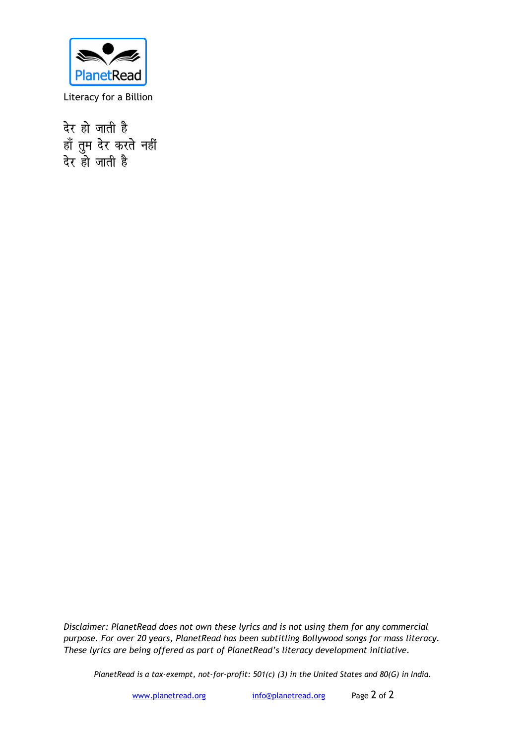PlanetRead

Literacy for a Billion

देर हो जाती है
हाँ तुम देर करते नहीं
देर हो जाती है

*Disclaimer: PlanetRead does not own these lyrics and is not using them for any commercial purpose. For over 20 years, PlanetRead has been subtitling Bollywood songs for mass literacy. These lyrics are being offered as part of PlanetRead's literacy development initiative.*

*PlanetRead is a tax-exempt, not-for-profit: 501(c) (3) in the United States and 80(G) in India.*

www.planetread.org info@planetread.org